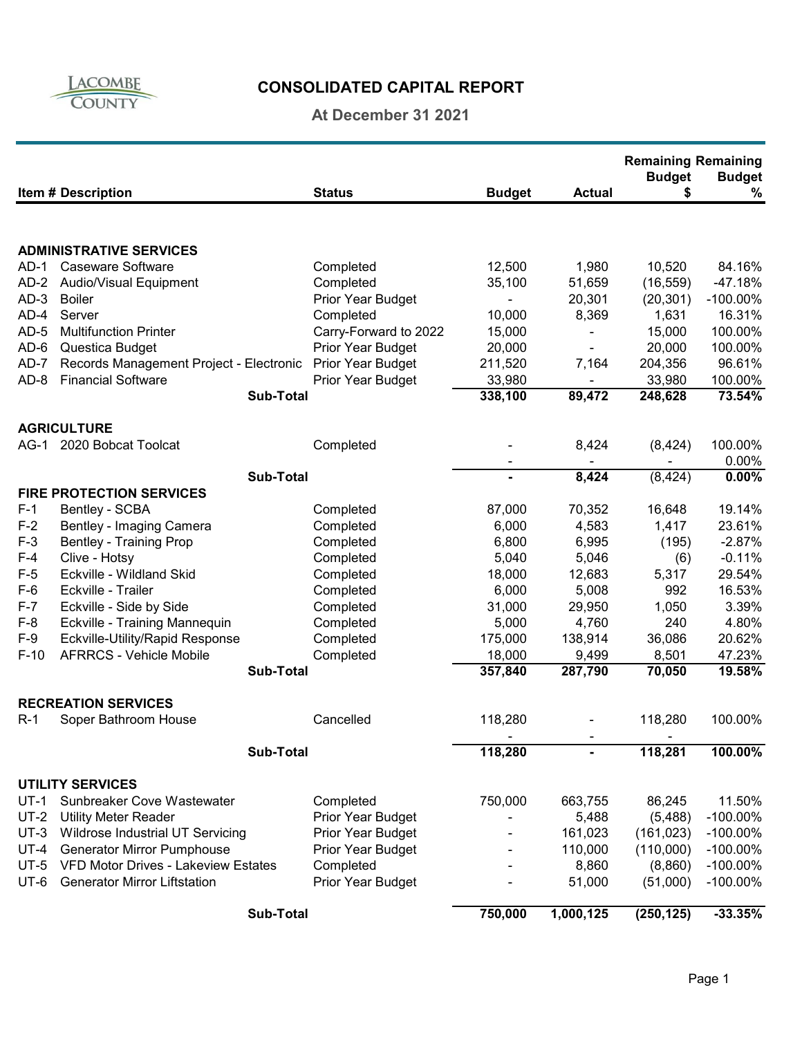# CONSOLIDATED CAPITAL REPORT

## At December 31 2021

LACOMBE COUNTY

| Item # | Description | Status | Budget | Actual | Remaining Budget $ | Remaining Budget % |
|---|---|---|---|---|---|---|
| | **ADMINISTRATIVE SERVICES** | | | | | |
| AD-1 | Caseware Software | Completed | 12,500 | 1,980 | 10,520 | 84.16% |
| AD-2 | Audio/Visual Equipment | Completed | 35,100 | 51,659 | (16,559) | -47.18% |
| AD-3 | Boiler | Prior Year Budget | - | 20,301 | (20,301) | -100.00% |
| AD-4 | Server | Completed | 10,000 | 8,369 | 1,631 | 16.31% |
| AD-5 | Multifunction Printer | Carry-Forward to 2022 | 15,000 | - | 15,000 | 100.00% |
| AD-6 | Questica Budget | Prior Year Budget | 20,000 | - | 20,000 | 100.00% |
| AD-7 | Records Management Project - Electronic | Prior Year Budget | 211,520 | 7,164 | 204,356 | 96.61% |
| AD-8 | Financial Software | Prior Year Budget | 33,980 | - | 33,980 | 100.00% |
| | **Sub-Total** | | **338,100** | **89,472** | **248,628** | **73.54%** |
| | **AGRICULTURE** | | | | | |
| AG-1 | 2020 Bobcat Toolcat | Completed | - | 8,424 | (8,424) | 100.00% |
| | | | - | - | - | 0.00% |
| | **Sub-Total** | | **-** | **8,424** | **(8,424)** | **0.00%** |
| | **FIRE PROTECTION SERVICES** | | | | | |
| F-1 | Bentley - SCBA | Completed | 87,000 | 70,352 | 16,648 | 19.14% |
| F-2 | Bentley - Imaging Camera | Completed | 6,000 | 4,583 | 1,417 | 23.61% |
| F-3 | Bentley - Training Prop | Completed | 6,800 | 6,995 | (195) | -2.87% |
| F-4 | Clive - Hotsy | Completed | 5,040 | 5,046 | (6) | -0.11% |
| F-5 | Eckville - Wildland Skid | Completed | 18,000 | 12,683 | 5,317 | 29.54% |
| F-6 | Eckville - Trailer | Completed | 6,000 | 5,008 | 992 | 16.53% |
| F-7 | Eckville - Side by Side | Completed | 31,000 | 29,950 | 1,050 | 3.39% |
| F-8 | Eckville - Training Mannequin | Completed | 5,000 | 4,760 | 240 | 4.80% |
| F-9 | Eckville-Utility/Rapid Response | Completed | 175,000 | 138,914 | 36,086 | 20.62% |
| F-10 | AFRRCS - Vehicle Mobile | Completed | 18,000 | 9,499 | 8,501 | 47.23% |
| | **Sub-Total** | | **357,840** | **287,790** | **70,050** | **19.58%** |
| | **RECREATION SERVICES** | | | | | |
| R-1 | Soper Bathroom House | Cancelled | 118,280 | - | 118,280 | 100.00% |
| | | | - | - | - | |
| | **Sub-Total** | | **118,280** | **-** | **118,281** | **100.00%** |
| | **UTILITY SERVICES** | | | | | |
| UT-1 | Sunbreaker Cove Wastewater | Completed | 750,000 | 663,755 | 86,245 | 11.50% |
| UT-2 | Utility Meter Reader | Prior Year Budget | - | 5,488 | (5,488) | -100.00% |
| UT-3 | Wildrose Industrial UT Servicing | Prior Year Budget | - | 161,023 | (161,023) | -100.00% |
| UT-4 | Generator Mirror Pumphouse | Prior Year Budget | - | 110,000 | (110,000) | -100.00% |
| UT-5 | VFD Motor Drives - Lakeview Estates | Completed | - | 8,860 | (8,860) | -100.00% |
| UT-6 | Generator Mirror Liftstation | Prior Year Budget | - | 51,000 | (51,000) | -100.00% |
| | **Sub-Total** | | **750,000** | **1,000,125** | **(250,125)** | **-33.35%** |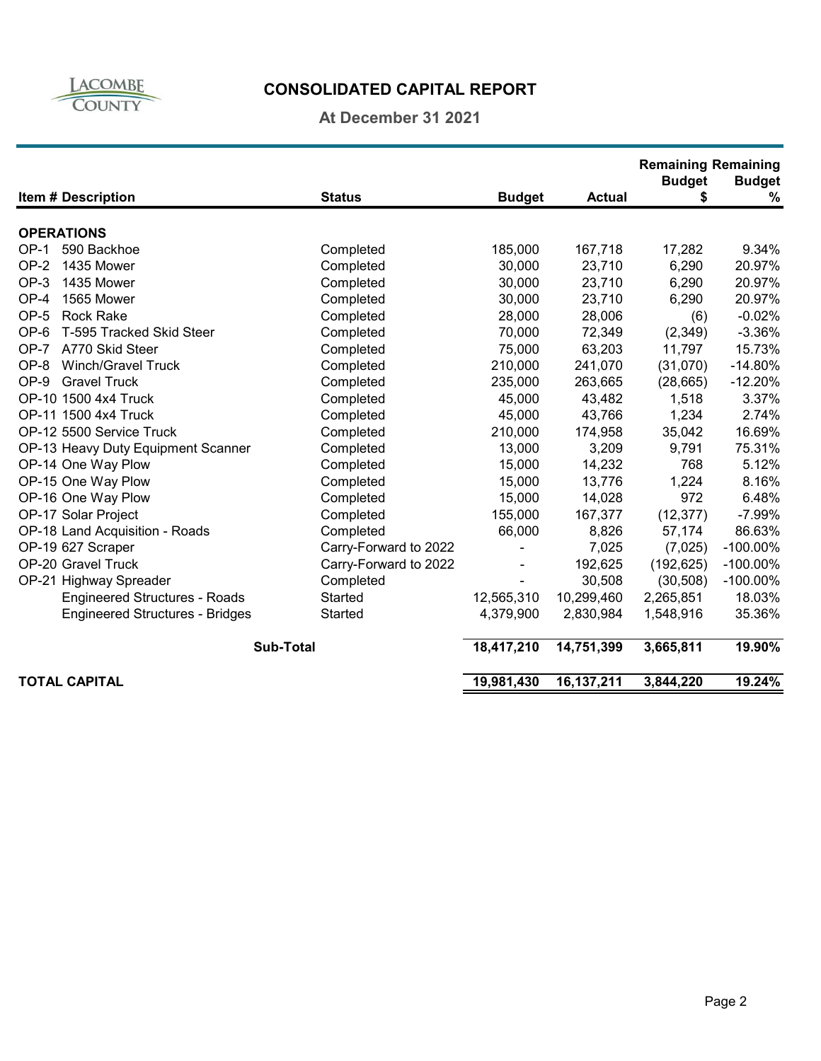LACOMBE COUNTY

# CONSOLIDATED CAPITAL REPORT

## At December 31 2021

| Item # | Description | Status | Budget | Actual | Remaining Budget $ | Remaining Budget % |
|---|---|---|---|---|---|---|
| **OPERATIONS** | | | | | | |
| OP-1 | 590 Backhoe | Completed | 185,000 | 167,718 | 17,282 | 9.34% |
| OP-2 | 1435 Mower | Completed | 30,000 | 23,710 | 6,290 | 20.97% |
| OP-3 | 1435 Mower | Completed | 30,000 | 23,710 | 6,290 | 20.97% |
| OP-4 | 1565 Mower | Completed | 30,000 | 23,710 | 6,290 | 20.97% |
| OP-5 | Rock Rake | Completed | 28,000 | 28,006 | (6) | -0.02% |
| OP-6 | T-595 Tracked Skid Steer | Completed | 70,000 | 72,349 | (2,349) | -3.36% |
| OP-7 | A770 Skid Steer | Completed | 75,000 | 63,203 | 11,797 | 15.73% |
| OP-8 | Winch/Gravel Truck | Completed | 210,000 | 241,070 | (31,070) | -14.80% |
| OP-9 | Gravel Truck | Completed | 235,000 | 263,665 | (28,665) | -12.20% |
| OP-10 | 1500 4x4 Truck | Completed | 45,000 | 43,482 | 1,518 | 3.37% |
| OP-11 | 1500 4x4 Truck | Completed | 45,000 | 43,766 | 1,234 | 2.74% |
| OP-12 | 5500 Service Truck | Completed | 210,000 | 174,958 | 35,042 | 16.69% |
| OP-13 | Heavy Duty Equipment Scanner | Completed | 13,000 | 3,209 | 9,791 | 75.31% |
| OP-14 | One Way Plow | Completed | 15,000 | 14,232 | 768 | 5.12% |
| OP-15 | One Way Plow | Completed | 15,000 | 13,776 | 1,224 | 8.16% |
| OP-16 | One Way Plow | Completed | 15,000 | 14,028 | 972 | 6.48% |
| OP-17 | Solar Project | Completed | 155,000 | 167,377 | (12,377) | -7.99% |
| OP-18 | Land Acquisition - Roads | Completed | 66,000 | 8,826 | 57,174 | 86.63% |
| OP-19 | 627 Scraper | Carry-Forward to 2022 | - | 7,025 | (7,025) | -100.00% |
| OP-20 | Gravel Truck | Carry-Forward to 2022 | - | 192,625 | (192,625) | -100.00% |
| OP-21 | Highway Spreader | Completed | - | 30,508 | (30,508) | -100.00% |
| | Engineered Structures - Roads | Started | 12,565,310 | 10,299,460 | 2,265,851 | 18.03% |
| | Engineered Structures - Bridges | Started | 4,379,900 | 2,830,984 | 1,548,916 | 35.36% |
| | **Sub-Total** | | **18,417,210** | **14,751,399** | **3,665,811** | **19.90%** |
| **TOTAL CAPITAL** | | | **19,981,430** | **16,137,211** | **3,844,220** | **19.24%** |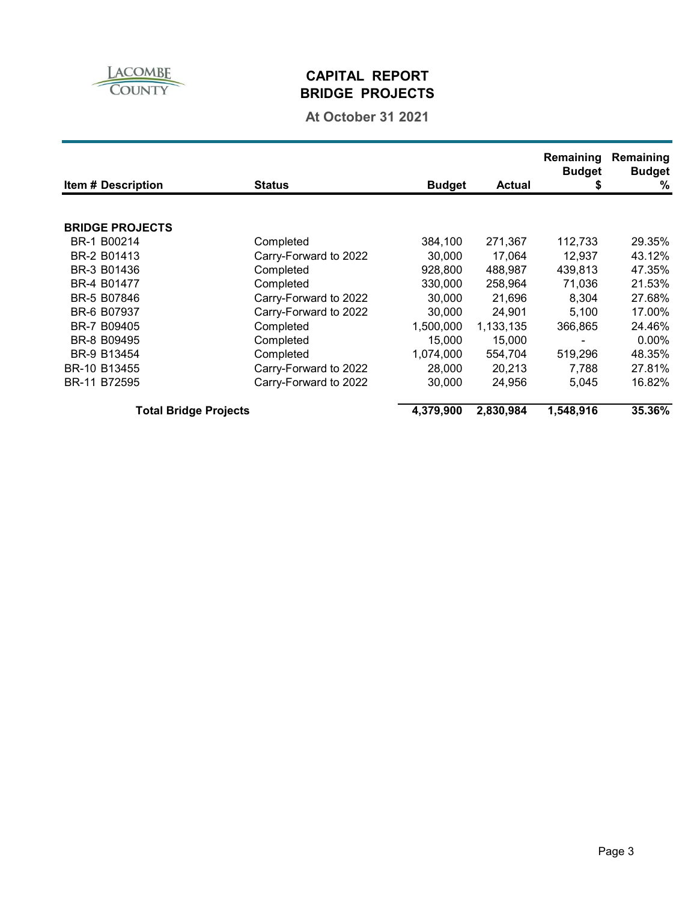# CAPITAL REPORT
## BRIDGE PROJECTS

**At October 31 2021**

| Item # Description | Status | Budget | Actual | Remaining Budget $ | Remaining Budget % |
|---|---|---|---|---|---|
| **BRIDGE PROJECTS** | | | | | |
| BR-1 B00214 | Completed | 384,100 | 271,367 | 112,733 | 29.35% |
| BR-2 B01413 | Carry-Forward to 2022 | 30,000 | 17,064 | 12,937 | 43.12% |
| BR-3 B01436 | Completed | 928,800 | 488,987 | 439,813 | 47.35% |
| BR-4 B01477 | Completed | 330,000 | 258,964 | 71,036 | 21.53% |
| BR-5 B07846 | Carry-Forward to 2022 | 30,000 | 21,696 | 8,304 | 27.68% |
| BR-6 B07937 | Carry-Forward to 2022 | 30,000 | 24,901 | 5,100 | 17.00% |
| BR-7 B09405 | Completed | 1,500,000 | 1,133,135 | 366,865 | 24.46% |
| BR-8 B09495 | Completed | 15,000 | 15,000 | - | 0.00% |
| BR-9 B13454 | Completed | 1,074,000 | 554,704 | 519,296 | 48.35% |
| BR-10 B13455 | Carry-Forward to 2022 | 28,000 | 20,213 | 7,788 | 27.81% |
| BR-11 B72595 | Carry-Forward to 2022 | 30,000 | 24,956 | 5,045 | 16.82% |
| **Total Bridge Projects** | | **4,379,900** | **2,830,984** | **1,548,916** | **35.36%** |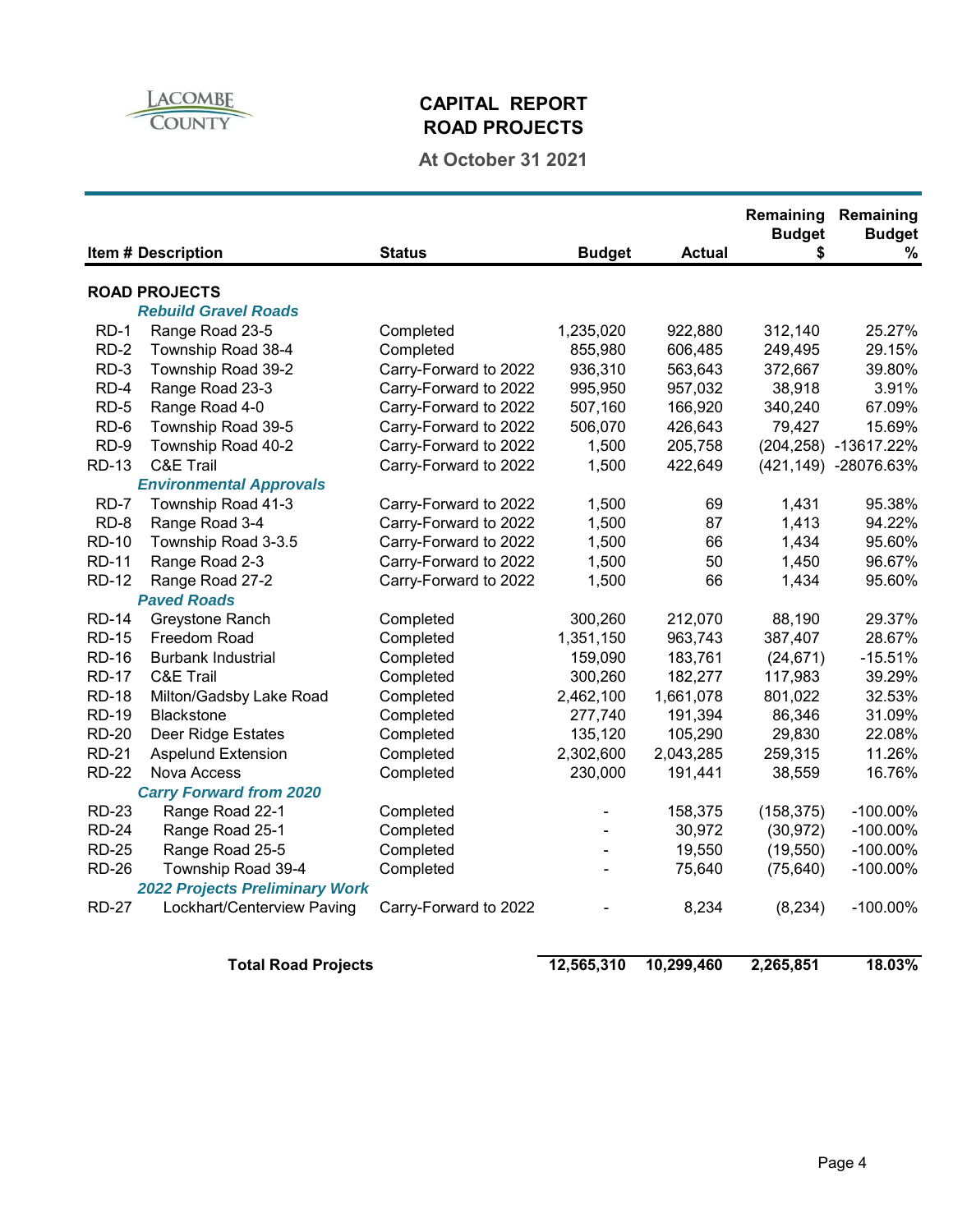LACOMBE COUNTY

# CAPITAL REPORT
# ROAD PROJECTS

### At October 31 2021

| Item # | Description | Status | Budget | Actual | Remaining Budget $ | Remaining Budget % |
|---|---|---|---|---|---|---|
| **ROAD PROJECTS** | | | | | | |
| | ***Rebuild Gravel Roads*** | | | | | |
| RD-1 | Range Road 23-5 | Completed | 1,235,020 | 922,880 | 312,140 | 25.27% |
| RD-2 | Township Road 38-4 | Completed | 855,980 | 606,485 | 249,495 | 29.15% |
| RD-3 | Township Road 39-2 | Carry-Forward to 2022 | 936,310 | 563,643 | 372,667 | 39.80% |
| RD-4 | Range Road 23-3 | Carry-Forward to 2022 | 995,950 | 957,032 | 38,918 | 3.91% |
| RD-5 | Range Road 4-0 | Carry-Forward to 2022 | 507,160 | 166,920 | 340,240 | 67.09% |
| RD-6 | Township Road 39-5 | Carry-Forward to 2022 | 506,070 | 426,643 | 79,427 | 15.69% |
| RD-9 | Township Road 40-2 | Carry-Forward to 2022 | 1,500 | 205,758 | (204,258) | -13617.22% |
| RD-13 | C&E Trail | Carry-Forward to 2022 | 1,500 | 422,649 | (421,149) | -28076.63% |
| | ***Environmental Approvals*** | | | | | |
| RD-7 | Township Road 41-3 | Carry-Forward to 2022 | 1,500 | 69 | 1,431 | 95.38% |
| RD-8 | Range Road 3-4 | Carry-Forward to 2022 | 1,500 | 87 | 1,413 | 94.22% |
| RD-10 | Township Road 3-3.5 | Carry-Forward to 2022 | 1,500 | 66 | 1,434 | 95.60% |
| RD-11 | Range Road 2-3 | Carry-Forward to 2022 | 1,500 | 50 | 1,450 | 96.67% |
| RD-12 | Range Road 27-2 | Carry-Forward to 2022 | 1,500 | 66 | 1,434 | 95.60% |
| | ***Paved Roads*** | | | | | |
| RD-14 | Greystone Ranch | Completed | 300,260 | 212,070 | 88,190 | 29.37% |
| RD-15 | Freedom Road | Completed | 1,351,150 | 963,743 | 387,407 | 28.67% |
| RD-16 | Burbank Industrial | Completed | 159,090 | 183,761 | (24,671) | -15.51% |
| RD-17 | C&E Trail | Completed | 300,260 | 182,277 | 117,983 | 39.29% |
| RD-18 | Milton/Gadsby Lake Road | Completed | 2,462,100 | 1,661,078 | 801,022 | 32.53% |
| RD-19 | Blackstone | Completed | 277,740 | 191,394 | 86,346 | 31.09% |
| RD-20 | Deer Ridge Estates | Completed | 135,120 | 105,290 | 29,830 | 22.08% |
| RD-21 | Aspelund Extension | Completed | 2,302,600 | 2,043,285 | 259,315 | 11.26% |
| RD-22 | Nova Access | Completed | 230,000 | 191,441 | 38,559 | 16.76% |
| | ***Carry Forward from 2020*** | | | | | |
| RD-23 | Range Road 22-1 | Completed | - | 158,375 | (158,375) | -100.00% |
| RD-24 | Range Road 25-1 | Completed | - | 30,972 | (30,972) | -100.00% |
| RD-25 | Range Road 25-5 | Completed | - | 19,550 | (19,550) | -100.00% |
| RD-26 | Township Road 39-4 | Completed | - | 75,640 | (75,640) | -100.00% |
| | ***2022 Projects Preliminary Work*** | | | | | |
| RD-27 | Lockhart/Centerview Paving | Carry-Forward to 2022 | - | 8,234 | (8,234) | -100.00% |
| | **Total Road Projects** | | **12,565,310** | **10,299,460** | **2,265,851** | **18.03%** |